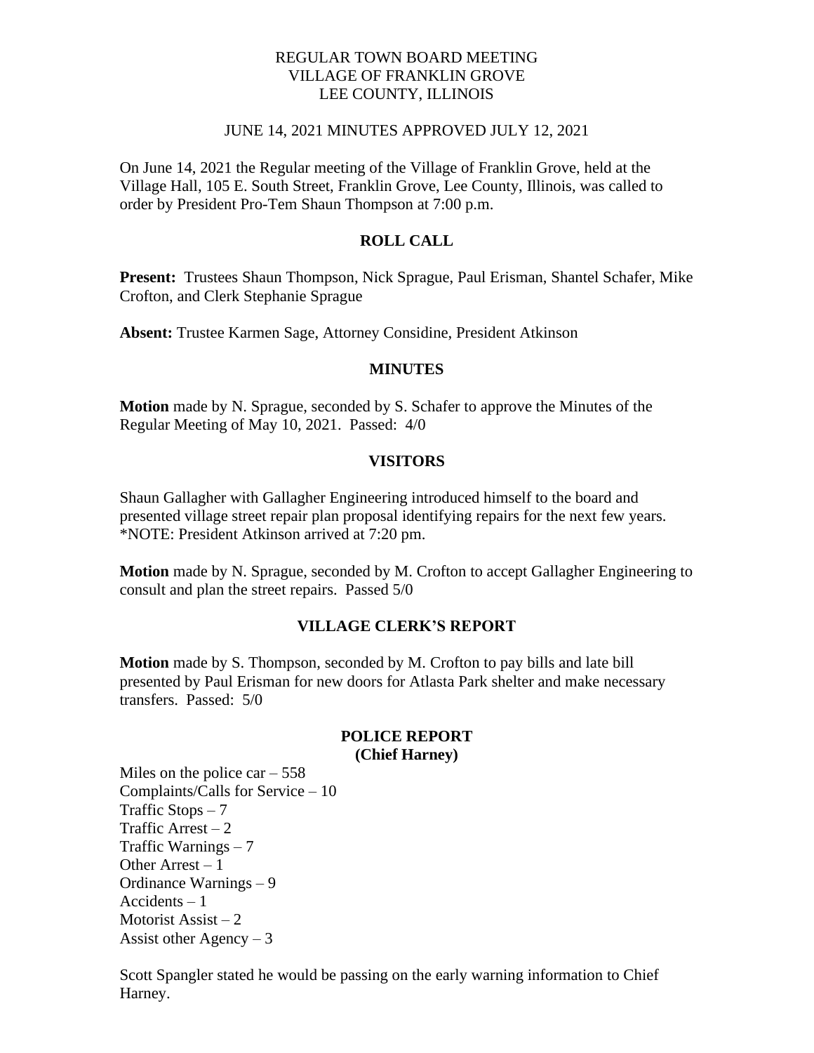REGULAR TOWN BOARD MEETING
VILLAGE OF FRANKLIN GROVE
LEE COUNTY, ILLINOIS

JUNE 14, 2021 MINUTES APPROVED JULY 12, 2021

On June 14, 2021 the Regular meeting of the Village of Franklin Grove, held at the Village Hall, 105 E. South Street, Franklin Grove, Lee County, Illinois, was called to order by President Pro-Tem Shaun Thompson at 7:00 p.m.

## ROLL CALL

**Present:** Trustees Shaun Thompson, Nick Sprague, Paul Erisman, Shantel Schafer, Mike Crofton, and Clerk Stephanie Sprague

**Absent:** Trustee Karmen Sage, Attorney Considine, President Atkinson

## MINUTES

**Motion** made by N. Sprague, seconded by S. Schafer to approve the Minutes of the Regular Meeting of May 10, 2021. Passed: 4/0

## VISITORS

Shaun Gallagher with Gallagher Engineering introduced himself to the board and presented village street repair plan proposal identifying repairs for the next few years. *NOTE: President Atkinson arrived at 7:20 pm.

**Motion** made by N. Sprague, seconded by M. Crofton to accept Gallagher Engineering to consult and plan the street repairs. Passed 5/0

## VILLAGE CLERK'S REPORT

**Motion** made by S. Thompson, seconded by M. Crofton to pay bills and late bill presented by Paul Erisman for new doors for Atlasta Park shelter and make necessary transfers. Passed: 5/0

## POLICE REPORT
**(Chief Harney)**

Miles on the police car – 558
Complaints/Calls for Service – 10
Traffic Stops – 7
Traffic Arrest – 2
Traffic Warnings – 7
Other Arrest – 1
Ordinance Warnings – 9
Accidents – 1
Motorist Assist – 2
Assist other Agency – 3

Scott Spangler stated he would be passing on the early warning information to Chief Harney.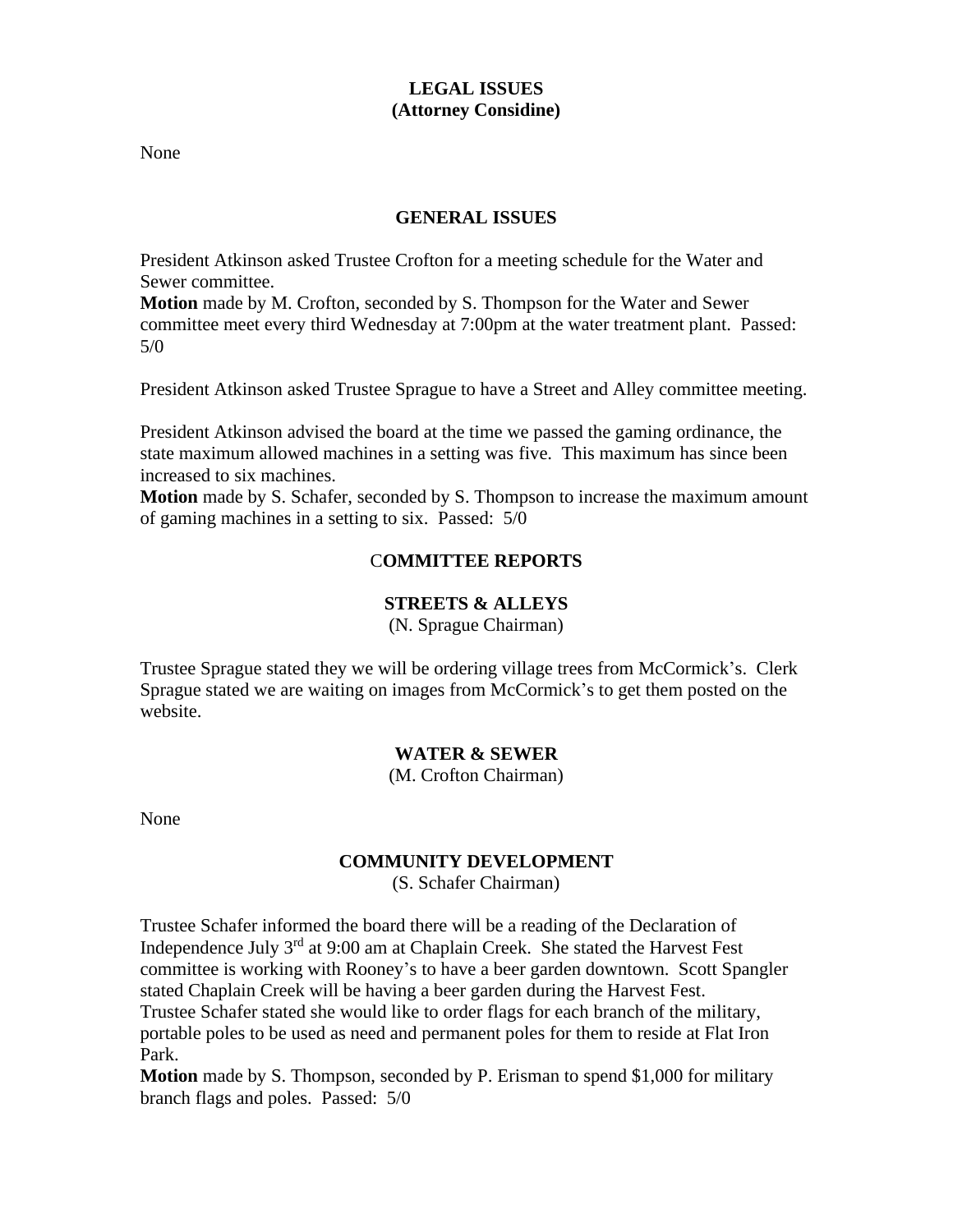## LEGAL ISSUES
## (Attorney Considine)

None

## GENERAL ISSUES

President Atkinson asked Trustee Crofton for a meeting schedule for the Water and Sewer committee.
**Motion** made by M. Crofton, seconded by S. Thompson for the Water and Sewer committee meet every third Wednesday at 7:00pm at the water treatment plant. Passed: 5/0

President Atkinson asked Trustee Sprague to have a Street and Alley committee meeting.

President Atkinson advised the board at the time we passed the gaming ordinance, the state maximum allowed machines in a setting was five. This maximum has since been increased to six machines.
**Motion** made by S. Schafer, seconded by S. Thompson to increase the maximum amount of gaming machines in a setting to six. Passed: 5/0

## COMMITTEE REPORTS

### STREETS & ALLEYS
(N. Sprague Chairman)

Trustee Sprague stated they we will be ordering village trees from McCormick's. Clerk Sprague stated we are waiting on images from McCormick's to get them posted on the website.

### WATER & SEWER
(M. Crofton Chairman)

None

### COMMUNITY DEVELOPMENT
(S. Schafer Chairman)

Trustee Schafer informed the board there will be a reading of the Declaration of Independence July 3rd at 9:00 am at Chaplain Creek. She stated the Harvest Fest committee is working with Rooney's to have a beer garden downtown. Scott Spangler stated Chaplain Creek will be having a beer garden during the Harvest Fest.
Trustee Schafer stated she would like to order flags for each branch of the military, portable poles to be used as need and permanent poles for them to reside at Flat Iron Park.
**Motion** made by S. Thompson, seconded by P. Erisman to spend $1,000 for military branch flags and poles. Passed: 5/0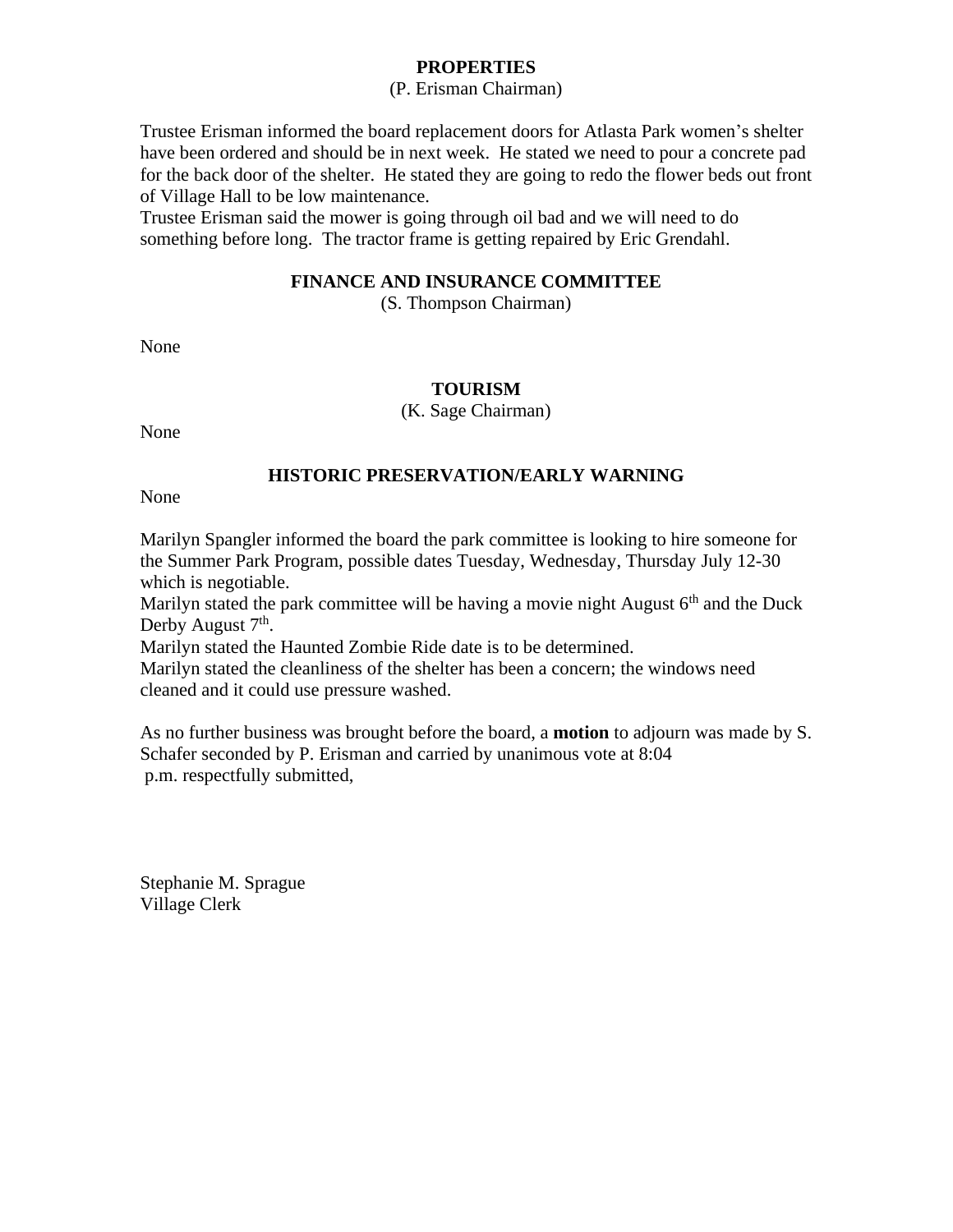## PROPERTIES

(P. Erisman Chairman)

Trustee Erisman informed the board replacement doors for Atlasta Park women's shelter have been ordered and should be in next week. He stated we need to pour a concrete pad for the back door of the shelter. He stated they are going to redo the flower beds out front of Village Hall to be low maintenance.
Trustee Erisman said the mower is going through oil bad and we will need to do something before long. The tractor frame is getting repaired by Eric Grendahl.

## FINANCE AND INSURANCE COMMITTEE

(S. Thompson Chairman)

None

## TOURISM

(K. Sage Chairman)

None

## HISTORIC PRESERVATION/EARLY WARNING

None

Marilyn Spangler informed the board the park committee is looking to hire someone for the Summer Park Program, possible dates Tuesday, Wednesday, Thursday July 12-30 which is negotiable.
Marilyn stated the park committee will be having a movie night August 6th and the Duck Derby August 7th.
Marilyn stated the Haunted Zombie Ride date is to be determined.
Marilyn stated the cleanliness of the shelter has been a concern; the windows need cleaned and it could use pressure washed.

As no further business was brought before the board, a **motion** to adjourn was made by S. Schafer seconded by P. Erisman and carried by unanimous vote at 8:04 p.m. respectfully submitted,

Stephanie M. Sprague
Village Clerk